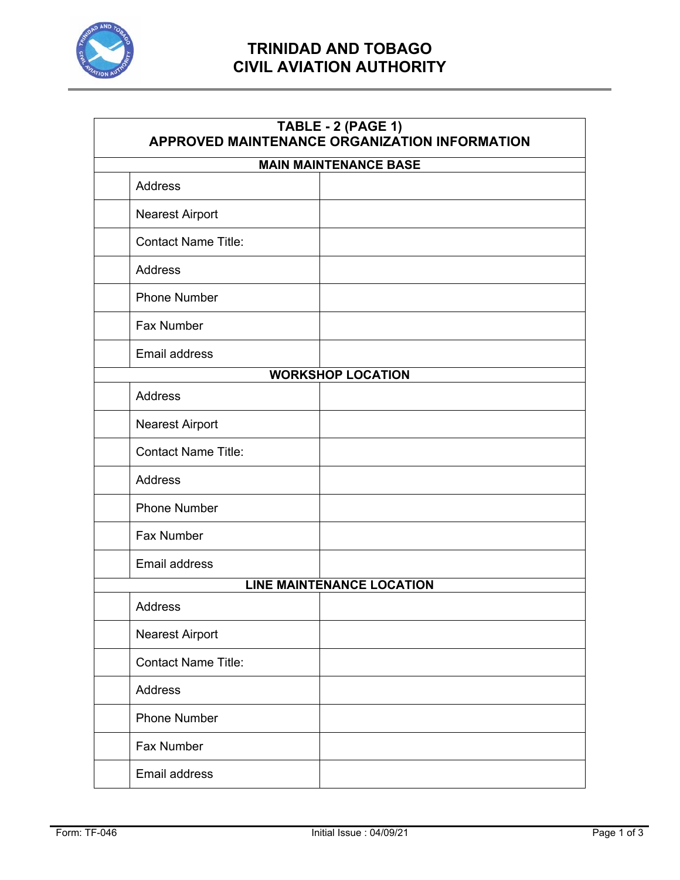# TRINIDAD AND TOBAGO CIVIL AVIATION AUTHORITY

| TABLE - 2 (PAGE 1) APPROVED MAINTENANCE ORGANIZATION INFORMATION | | |
|---|---|---|
| **MAIN MAINTENANCE BASE** | | |
| | Address | |
| | Nearest Airport | |
| | Contact Name Title: | |
| | Address | |
| | Phone Number | |
| | Fax Number | |
| | Email address | |
| **WORKSHOP LOCATION** | | |
| | Address | |
| | Nearest Airport | |
| | Contact Name Title: | |
| | Address | |
| | Phone Number | |
| | Fax Number | |
| | Email address | |
| **LINE MAINTENANCE LOCATION** | | |
| | Address | |
| | Nearest Airport | |
| | Contact Name Title: | |
| | Address | |
| | Phone Number | |
| | Fax Number | |
| | Email address | |

Form: TF-046 Initial Issue : 04/09/21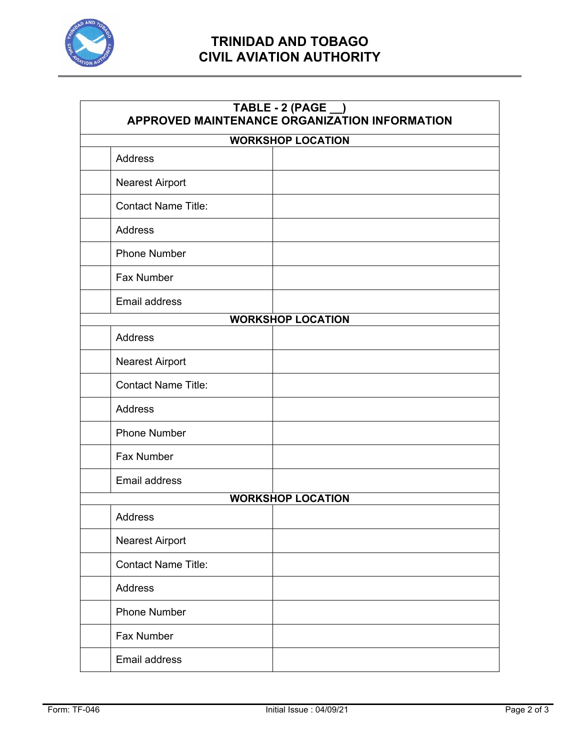# TRINIDAD AND TOBAGO CIVIL AVIATION AUTHORITY

| TABLE - 2 (PAGE __) APPROVED MAINTENANCE ORGANIZATION INFORMATION | | |
|---|---|---|
| **WORKSHOP LOCATION** | | |
| | Address | |
| | Nearest Airport | |
| | Contact Name Title: | |
| | Address | |
| | Phone Number | |
| | Fax Number | |
| | Email address | |
| **WORKSHOP LOCATION** | | |
| | Address | |
| | Nearest Airport | |
| | Contact Name Title: | |
| | Address | |
| | Phone Number | |
| | Fax Number | |
| | Email address | |
| **WORKSHOP LOCATION** | | |
| | Address | |
| | Nearest Airport | |
| | Contact Name Title: | |
| | Address | |
| | Phone Number | |
| | Fax Number | |
| | Email address | |

Form: TF-046 Initial Issue : 04/09/21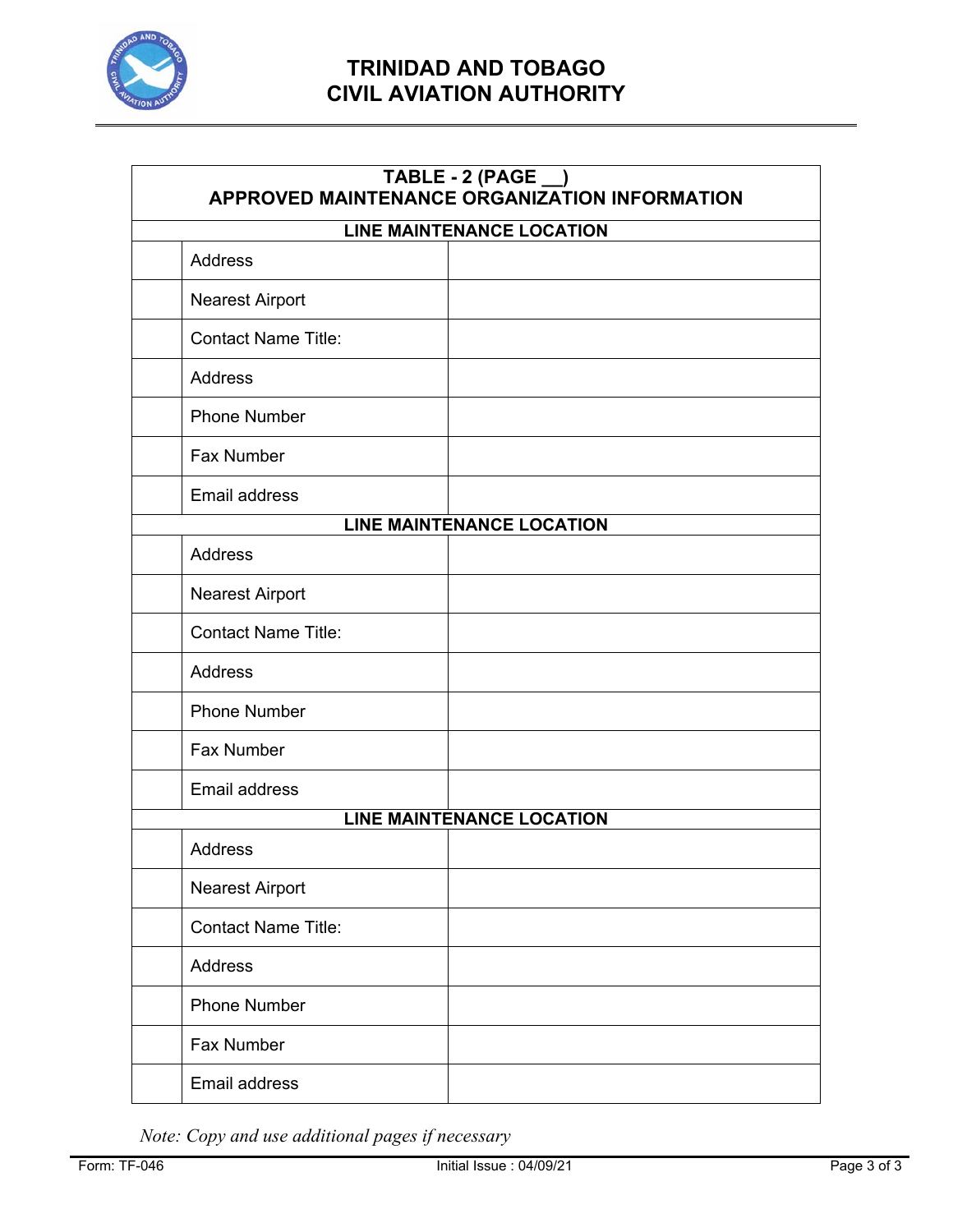# TRINIDAD AND TOBAGO CIVIL AVIATION AUTHORITY

| TABLE - 2 (PAGE __)<br>APPROVED MAINTENANCE ORGANIZATION INFORMATION | | |
|---|---|---|
| **LINE MAINTENANCE LOCATION** | | |
| | Address | |
| | Nearest Airport | |
| | Contact Name Title: | |
| | Address | |
| | Phone Number | |
| | Fax Number | |
| | Email address | |
| **LINE MAINTENANCE LOCATION** | | |
| | Address | |
| | Nearest Airport | |
| | Contact Name Title: | |
| | Address | |
| | Phone Number | |
| | Fax Number | |
| | Email address | |
| **LINE MAINTENANCE LOCATION** | | |
| | Address | |
| | Nearest Airport | |
| | Contact Name Title: | |
| | Address | |
| | Phone Number | |
| | Fax Number | |
| | Email address | |

*Note: Copy and use additional pages if necessary*

Form: TF-046 Initial Issue : 04/09/21